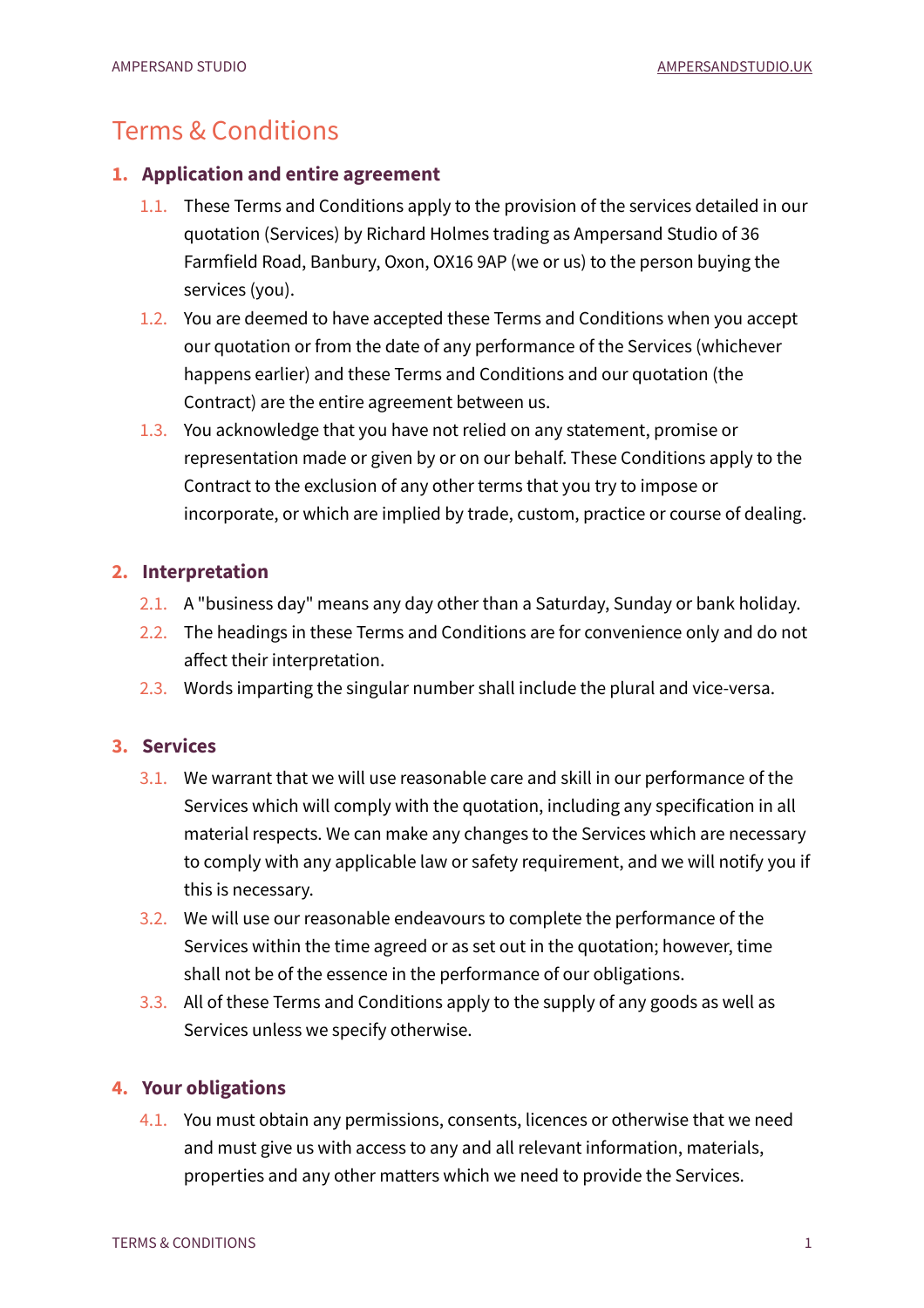# Terms & Conditions

## 1. Application and entire agreement

1.1. These Terms and Conditions apply to the provision of the services detailed in our quotation (Services) by Richard Holmes trading as Ampersand Studio of 36 Farmfield Road, Banbury, Oxon, OX16 9AP (we or us) to the person buying the services (you).

1.2. You are deemed to have accepted these Terms and Conditions when you accept our quotation or from the date of any performance of the Services (whichever happens earlier) and these Terms and Conditions and our quotation (the Contract) are the entire agreement between us.

1.3. You acknowledge that you have not relied on any statement, promise or representation made or given by or on our behalf. These Conditions apply to the Contract to the exclusion of any other terms that you try to impose or incorporate, or which are implied by trade, custom, practice or course of dealing.

## 2. Interpretation

2.1. A "business day" means any day other than a Saturday, Sunday or bank holiday.

2.2. The headings in these Terms and Conditions are for convenience only and do not affect their interpretation.

2.3. Words imparting the singular number shall include the plural and vice-versa.

## 3. Services

3.1. We warrant that we will use reasonable care and skill in our performance of the Services which will comply with the quotation, including any specification in all material respects. We can make any changes to the Services which are necessary to comply with any applicable law or safety requirement, and we will notify you if this is necessary.

3.2. We will use our reasonable endeavours to complete the performance of the Services within the time agreed or as set out in the quotation; however, time shall not be of the essence in the performance of our obligations.

3.3. All of these Terms and Conditions apply to the supply of any goods as well as Services unless we specify otherwise.

## 4. Your obligations

4.1. You must obtain any permissions, consents, licences or otherwise that we need and must give us with access to any and all relevant information, materials, properties and any other matters which we need to provide the Services.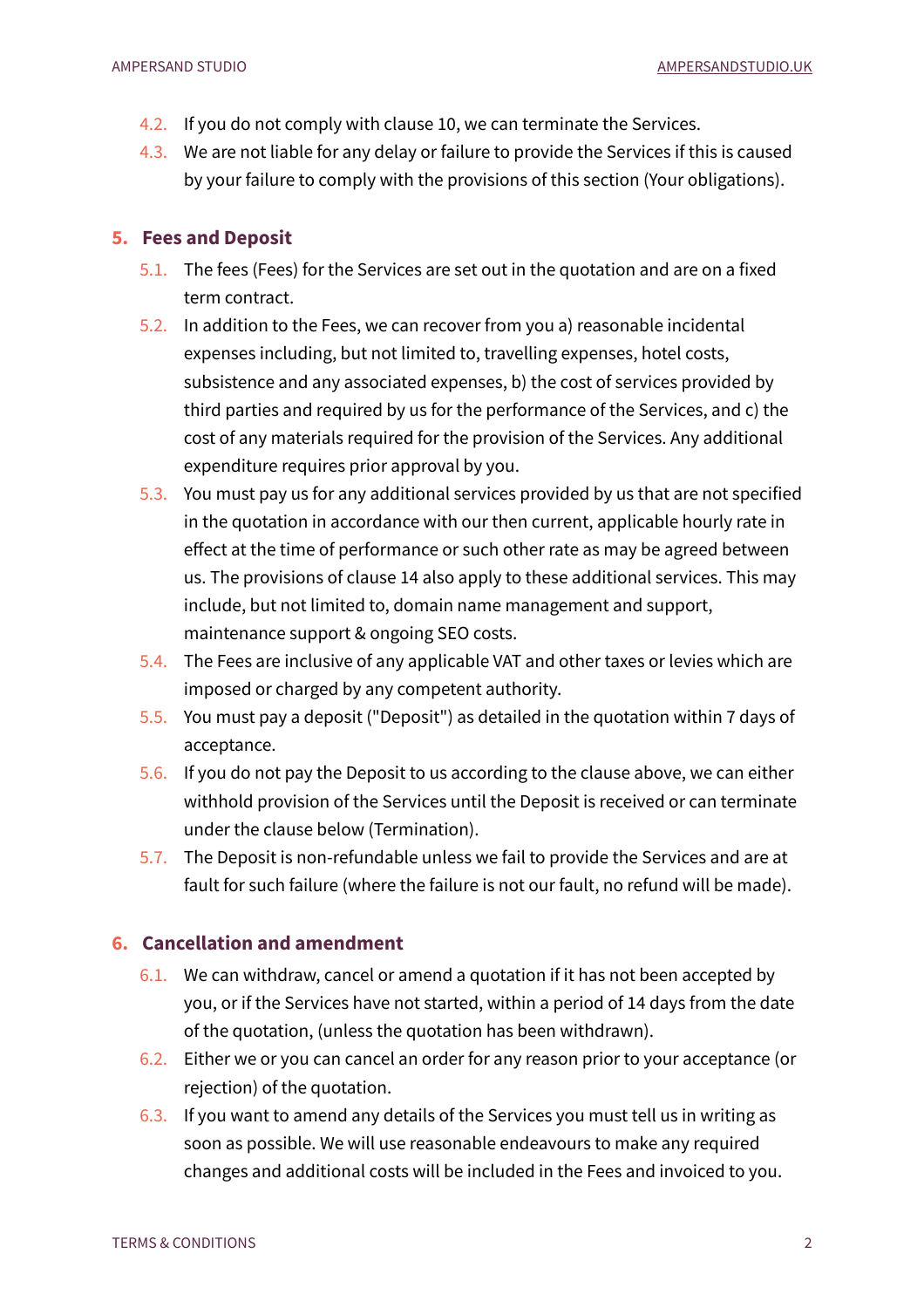4.2. If you do not comply with clause 10, we can terminate the Services.

4.3. We are not liable for any delay or failure to provide the Services if this is caused by your failure to comply with the provisions of this section (Your obligations).

## 5. Fees and Deposit

5.1. The fees (Fees) for the Services are set out in the quotation and are on a fixed term contract.

5.2. In addition to the Fees, we can recover from you a) reasonable incidental expenses including, but not limited to, travelling expenses, hotel costs, subsistence and any associated expenses, b) the cost of services provided by third parties and required by us for the performance of the Services, and c) the cost of any materials required for the provision of the Services. Any additional expenditure requires prior approval by you.

5.3. You must pay us for any additional services provided by us that are not specified in the quotation in accordance with our then current, applicable hourly rate in effect at the time of performance or such other rate as may be agreed between us. The provisions of clause 14 also apply to these additional services. This may include, but not limited to, domain name management and support, maintenance support & ongoing SEO costs.

5.4. The Fees are inclusive of any applicable VAT and other taxes or levies which are imposed or charged by any competent authority.

5.5. You must pay a deposit ("Deposit") as detailed in the quotation within 7 days of acceptance.

5.6. If you do not pay the Deposit to us according to the clause above, we can either withhold provision of the Services until the Deposit is received or can terminate under the clause below (Termination).

5.7. The Deposit is non-refundable unless we fail to provide the Services and are at fault for such failure (where the failure is not our fault, no refund will be made).

## 6. Cancellation and amendment

6.1. We can withdraw, cancel or amend a quotation if it has not been accepted by you, or if the Services have not started, within a period of 14 days from the date of the quotation, (unless the quotation has been withdrawn).

6.2. Either we or you can cancel an order for any reason prior to your acceptance (or rejection) of the quotation.

6.3. If you want to amend any details of the Services you must tell us in writing as soon as possible. We will use reasonable endeavours to make any required changes and additional costs will be included in the Fees and invoiced to you.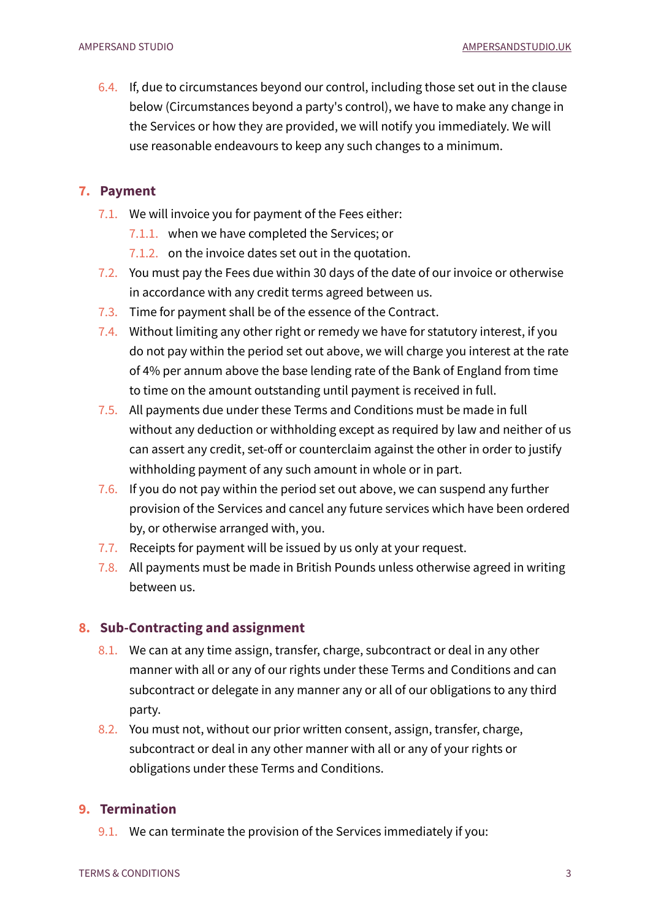6.4. If, due to circumstances beyond our control, including those set out in the clause below (Circumstances beyond a party's control), we have to make any change in the Services or how they are provided, we will notify you immediately. We will use reasonable endeavours to keep any such changes to a minimum.

## 7. Payment

7.1. We will invoice you for payment of the Fees either:

7.1.1. when we have completed the Services; or

7.1.2. on the invoice dates set out in the quotation.

7.2. You must pay the Fees due within 30 days of the date of our invoice or otherwise in accordance with any credit terms agreed between us.

7.3. Time for payment shall be of the essence of the Contract.

7.4. Without limiting any other right or remedy we have for statutory interest, if you do not pay within the period set out above, we will charge you interest at the rate of 4% per annum above the base lending rate of the Bank of England from time to time on the amount outstanding until payment is received in full.

7.5. All payments due under these Terms and Conditions must be made in full without any deduction or withholding except as required by law and neither of us can assert any credit, set-off or counterclaim against the other in order to justify withholding payment of any such amount in whole or in part.

7.6. If you do not pay within the period set out above, we can suspend any further provision of the Services and cancel any future services which have been ordered by, or otherwise arranged with, you.

7.7. Receipts for payment will be issued by us only at your request.

7.8. All payments must be made in British Pounds unless otherwise agreed in writing between us.

## 8. Sub-Contracting and assignment

8.1. We can at any time assign, transfer, charge, subcontract or deal in any other manner with all or any of our rights under these Terms and Conditions and can subcontract or delegate in any manner any or all of our obligations to any third party.

8.2. You must not, without our prior written consent, assign, transfer, charge, subcontract or deal in any other manner with all or any of your rights or obligations under these Terms and Conditions.

## 9. Termination

9.1. We can terminate the provision of the Services immediately if you: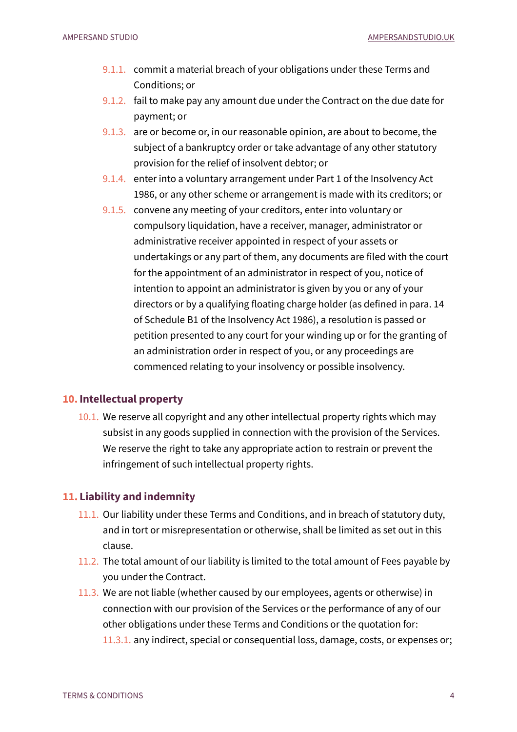- 9.1.1. commit a material breach of your obligations under these Terms and Conditions; or
- 9.1.2. fail to make pay any amount due under the Contract on the due date for payment; or
- 9.1.3. are or become or, in our reasonable opinion, are about to become, the subject of a bankruptcy order or take advantage of any other statutory provision for the relief of insolvent debtor; or
- 9.1.4. enter into a voluntary arrangement under Part 1 of the Insolvency Act 1986, or any other scheme or arrangement is made with its creditors; or
- 9.1.5. convene any meeting of your creditors, enter into voluntary or compulsory liquidation, have a receiver, manager, administrator or administrative receiver appointed in respect of your assets or undertakings or any part of them, any documents are filed with the court for the appointment of an administrator in respect of you, notice of intention to appoint an administrator is given by you or any of your directors or by a qualifying floating charge holder (as defined in para. 14 of Schedule B1 of the Insolvency Act 1986), a resolution is passed or petition presented to any court for your winding up or for the granting of an administration order in respect of you, or any proceedings are commenced relating to your insolvency or possible insolvency.

## 10. Intellectual property

- 10.1. We reserve all copyright and any other intellectual property rights which may subsist in any goods supplied in connection with the provision of the Services. We reserve the right to take any appropriate action to restrain or prevent the infringement of such intellectual property rights.

## 11. Liability and indemnity

- 11.1. Our liability under these Terms and Conditions, and in breach of statutory duty, and in tort or misrepresentation or otherwise, shall be limited as set out in this clause.
- 11.2. The total amount of our liability is limited to the total amount of Fees payable by you under the Contract.
- 11.3. We are not liable (whether caused by our employees, agents or otherwise) in connection with our provision of the Services or the performance of any of our other obligations under these Terms and Conditions or the quotation for:
  - 11.3.1. any indirect, special or consequential loss, damage, costs, or expenses or;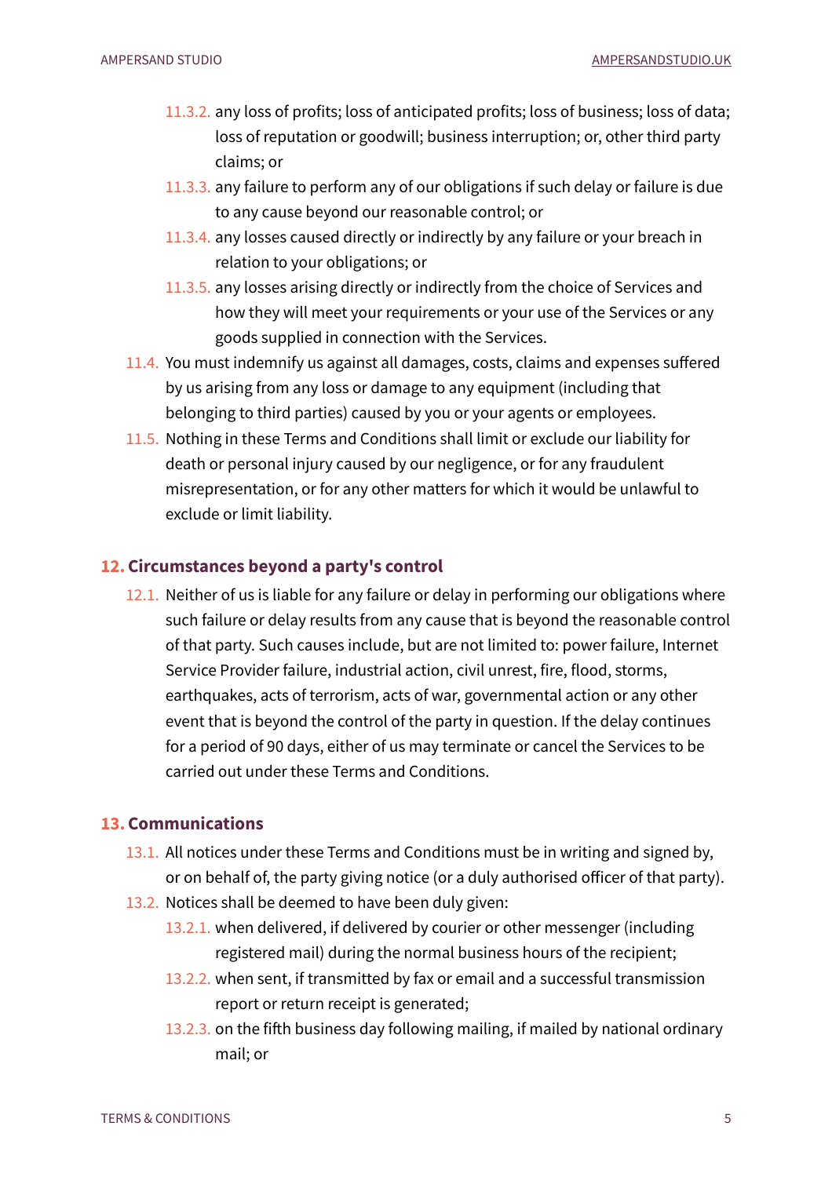- 11.3.2. any loss of profits; loss of anticipated profits; loss of business; loss of data; loss of reputation or goodwill; business interruption; or, other third party claims; or
- 11.3.3. any failure to perform any of our obligations if such delay or failure is due to any cause beyond our reasonable control; or
- 11.3.4. any losses caused directly or indirectly by any failure or your breach in relation to your obligations; or
- 11.3.5. any losses arising directly or indirectly from the choice of Services and how they will meet your requirements or your use of the Services or any goods supplied in connection with the Services.

11.4. You must indemnify us against all damages, costs, claims and expenses suffered by us arising from any loss or damage to any equipment (including that belonging to third parties) caused by you or your agents or employees.

11.5. Nothing in these Terms and Conditions shall limit or exclude our liability for death or personal injury caused by our negligence, or for any fraudulent misrepresentation, or for any other matters for which it would be unlawful to exclude or limit liability.

## 12. Circumstances beyond a party's control

12.1. Neither of us is liable for any failure or delay in performing our obligations where such failure or delay results from any cause that is beyond the reasonable control of that party. Such causes include, but are not limited to: power failure, Internet Service Provider failure, industrial action, civil unrest, fire, flood, storms, earthquakes, acts of terrorism, acts of war, governmental action or any other event that is beyond the control of the party in question. If the delay continues for a period of 90 days, either of us may terminate or cancel the Services to be carried out under these Terms and Conditions.

## 13. Communications

13.1. All notices under these Terms and Conditions must be in writing and signed by, or on behalf of, the party giving notice (or a duly authorised officer of that party).

13.2. Notices shall be deemed to have been duly given:

- 13.2.1. when delivered, if delivered by courier or other messenger (including registered mail) during the normal business hours of the recipient;
- 13.2.2. when sent, if transmitted by fax or email and a successful transmission report or return receipt is generated;
- 13.2.3. on the fifth business day following mailing, if mailed by national ordinary mail; or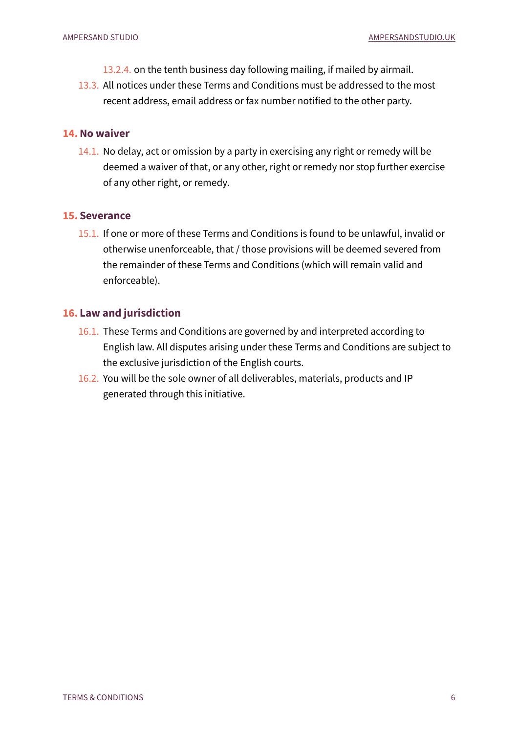13.2.4. on the tenth business day following mailing, if mailed by airmail.

13.3. All notices under these Terms and Conditions must be addressed to the most recent address, email address or fax number notified to the other party.

## 14. No waiver

14.1. No delay, act or omission by a party in exercising any right or remedy will be deemed a waiver of that, or any other, right or remedy nor stop further exercise of any other right, or remedy.

## 15. Severance

15.1. If one or more of these Terms and Conditions is found to be unlawful, invalid or otherwise unenforceable, that / those provisions will be deemed severed from the remainder of these Terms and Conditions (which will remain valid and enforceable).

## 16. Law and jurisdiction

16.1. These Terms and Conditions are governed by and interpreted according to English law. All disputes arising under these Terms and Conditions are subject to the exclusive jurisdiction of the English courts.

16.2. You will be the sole owner of all deliverables, materials, products and IP generated through this initiative.